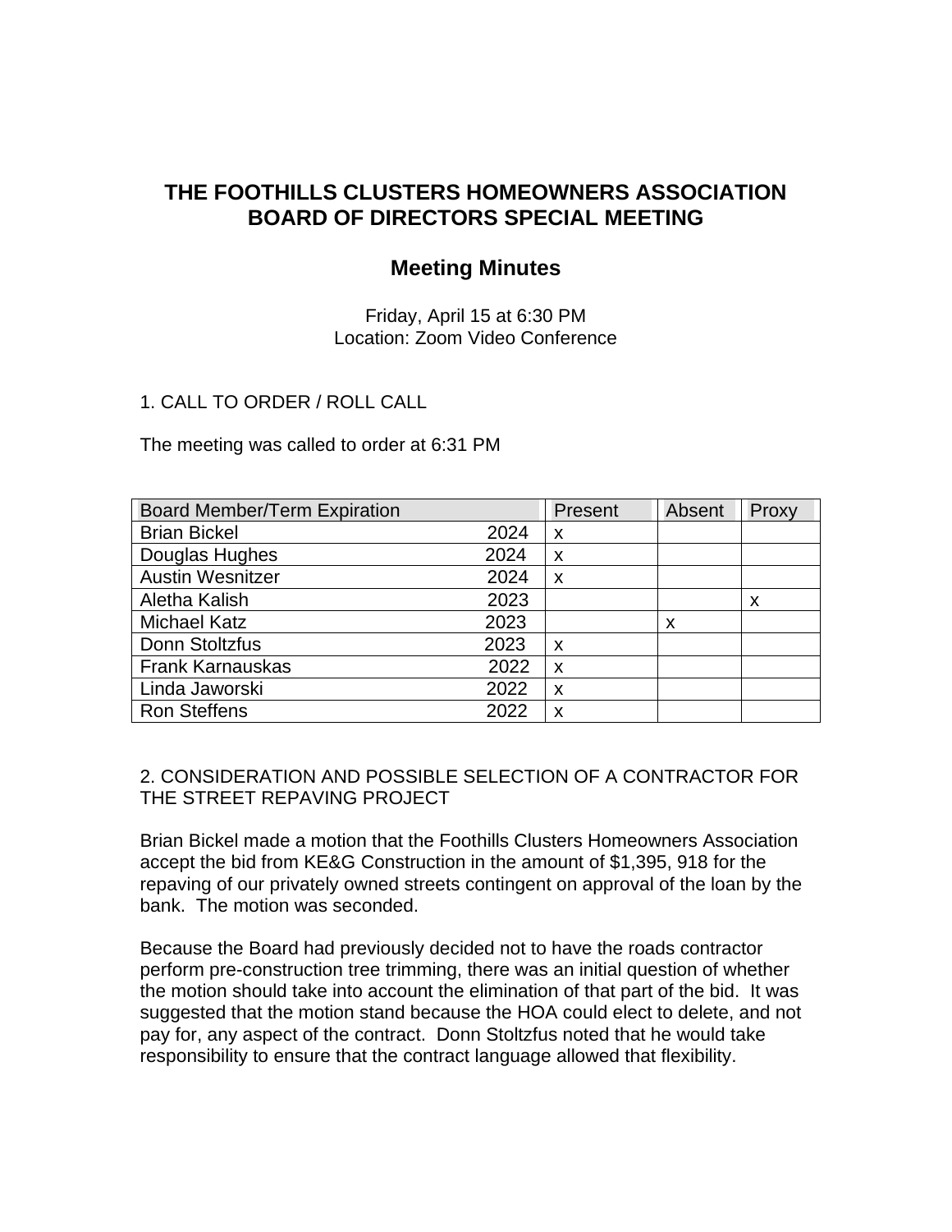# THE FOOTHILLS CLUSTERS HOMEOWNERS ASSOCIATION
# BOARD OF DIRECTORS SPECIAL MEETING

## Meeting Minutes

Friday, April 15 at 6:30 PM
Location: Zoom Video Conference

1. CALL TO ORDER / ROLL CALL

The meeting was called to order at 6:31 PM

| Board Member/Term Expiration | | Present | Absent | Proxy |
|---|---|---|---|---|
| Brian Bickel | 2024 | x | | |
| Douglas Hughes | 2024 | x | | |
| Austin Wesnitzer | 2024 | x | | |
| Aletha Kalish | 2023 | | | x |
| Michael Katz | 2023 | | x | |
| Donn Stoltzfus | 2023 | x | | |
| Frank Karnauskas | 2022 | x | | |
| Linda Jaworski | 2022 | x | | |
| Ron Steffens | 2022 | x | | |

2. CONSIDERATION AND POSSIBLE SELECTION OF A CONTRACTOR FOR THE STREET REPAVING PROJECT

Brian Bickel made a motion that the Foothills Clusters Homeowners Association accept the bid from KE&G Construction in the amount of $1,395, 918 for the repaving of our privately owned streets contingent on approval of the loan by the bank. The motion was seconded.

Because the Board had previously decided not to have the roads contractor perform pre-construction tree trimming, there was an initial question of whether the motion should take into account the elimination of that part of the bid. It was suggested that the motion stand because the HOA could elect to delete, and not pay for, any aspect of the contract. Donn Stoltzfus noted that he would take responsibility to ensure that the contract language allowed that flexibility.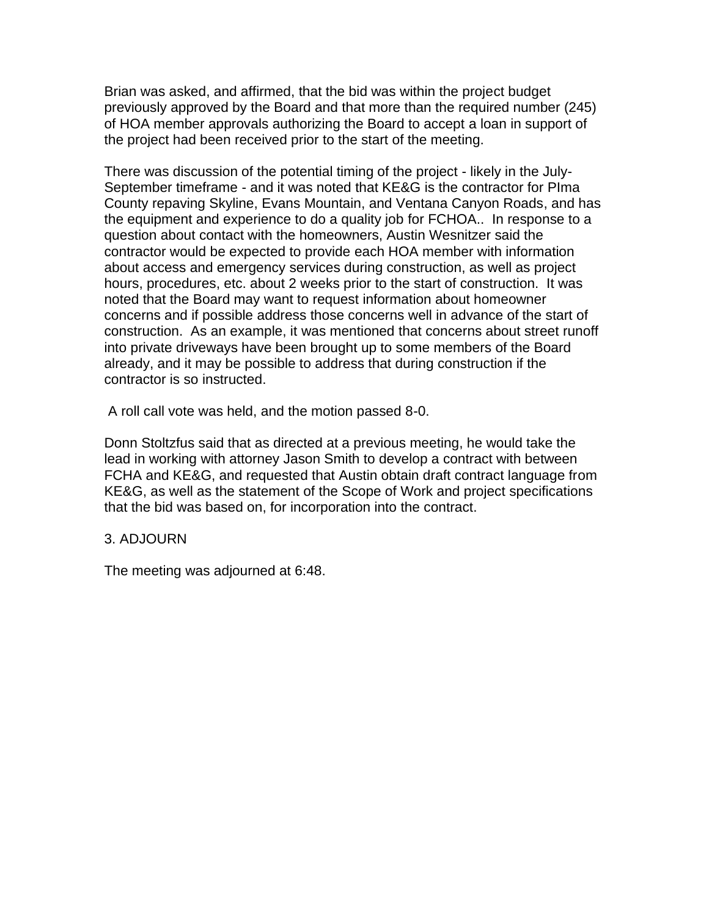Brian was asked, and affirmed, that the bid was within the project budget previously approved by the Board and that more than the required number (245) of HOA member approvals authorizing the Board to accept a loan in support of the project had been received prior to the start of the meeting.

There was discussion of the potential timing of the project - likely in the July-September timeframe - and it was noted that KE&G is the contractor for PIma County repaving Skyline, Evans Mountain, and Ventana Canyon Roads, and has the equipment and experience to do a quality job for FCHOA.. In response to a question about contact with the homeowners, Austin Wesnitzer said the contractor would be expected to provide each HOA member with information about access and emergency services during construction, as well as project hours, procedures, etc. about 2 weeks prior to the start of construction. It was noted that the Board may want to request information about homeowner concerns and if possible address those concerns well in advance of the start of construction. As an example, it was mentioned that concerns about street runoff into private driveways have been brought up to some members of the Board already, and it may be possible to address that during construction if the contractor is so instructed.

A roll call vote was held, and the motion passed 8-0.

Donn Stoltzfus said that as directed at a previous meeting, he would take the lead in working with attorney Jason Smith to develop a contract with between FCHA and KE&G, and requested that Austin obtain draft contract language from KE&G, as well as the statement of the Scope of Work and project specifications that the bid was based on, for incorporation into the contract.

3. ADJOURN

The meeting was adjourned at 6:48.